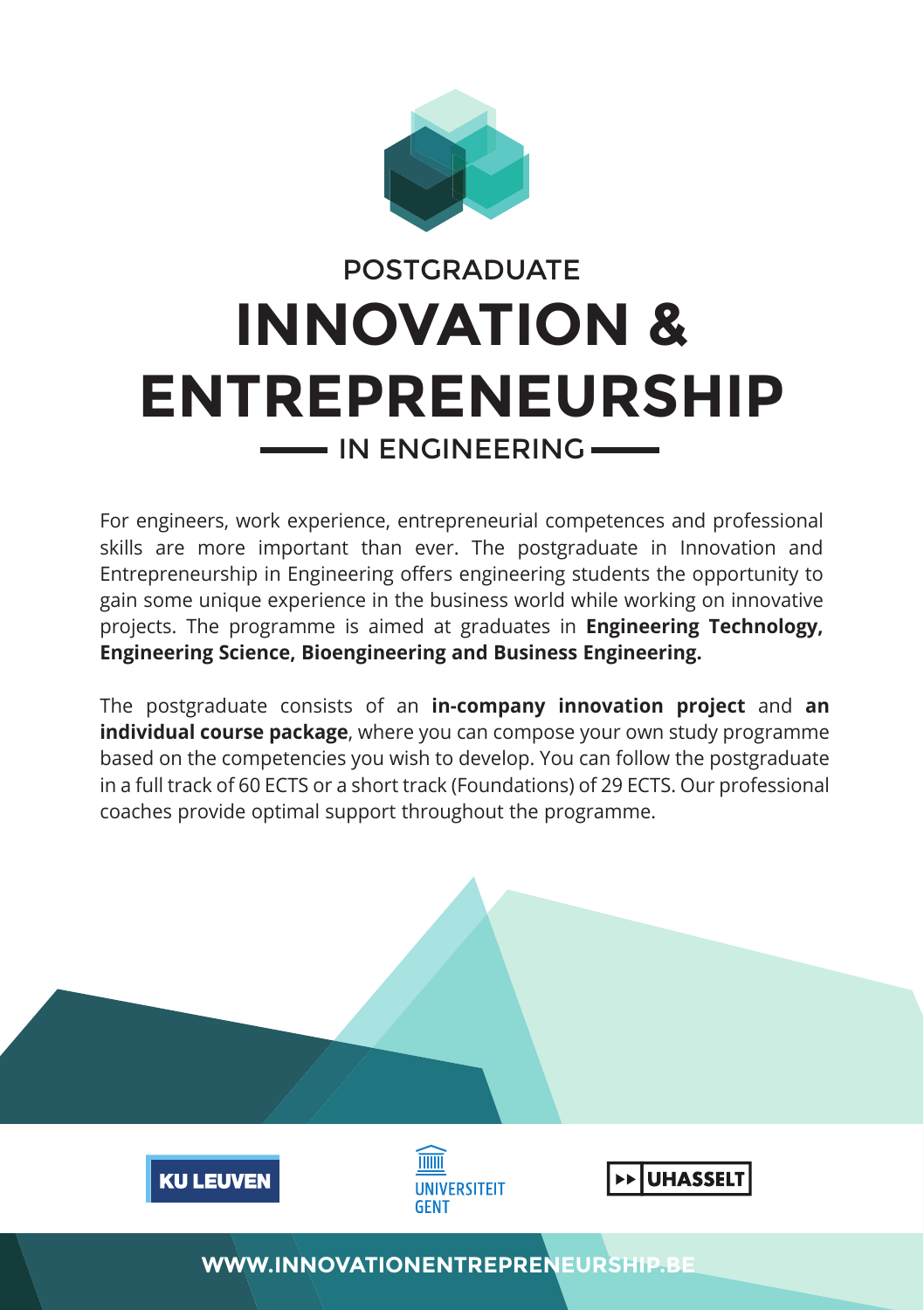POSTGRADUATE

# INNOVATION & ENTREPRENEURSHIP

## IN ENGINEERING

For engineers, work experience, entrepreneurial competences and professional skills are more important than ever. The postgraduate in Innovation and Entrepreneurship in Engineering offers engineering students the opportunity to gain some unique experience in the business world while working on innovative projects. The programme is aimed at graduates in **Engineering Technology, Engineering Science, Bioengineering and Business Engineering.**

The postgraduate consists of an **in-company innovation project** and **an individual course package**, where you can compose your own study programme based on the competencies you wish to develop. You can follow the postgraduate in a full track of 60 ECTS or a short track (Foundations) of 29 ECTS. Our professional coaches provide optimal support throughout the programme.

KU LEUVEN

UNIVERSITEIT GENT

UHASSELT

WWW.INNOVATIONENTREPRENEURSHIP.BE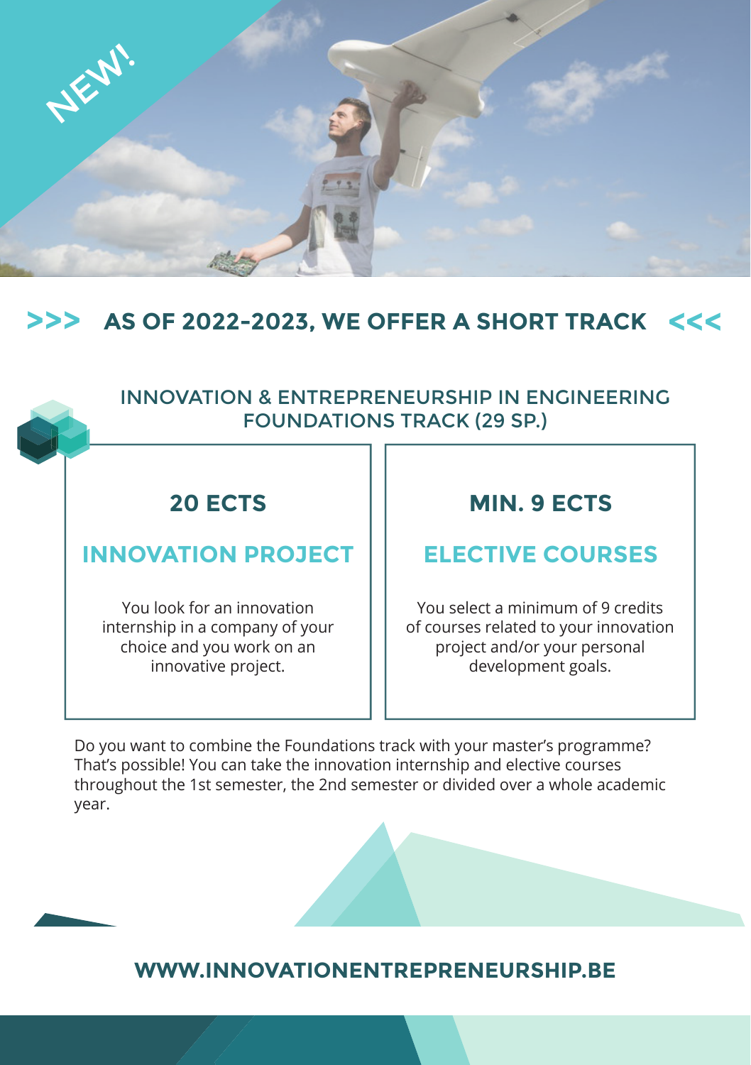NEW!

## >>> AS OF 2022-2023, WE OFFER A SHORT TRACK <<<

### INNOVATION & ENTREPRENEURSHIP IN ENGINEERING FOUNDATIONS TRACK (29 SP.)

**20 ECTS**

### INNOVATION PROJECT

You look for an innovation internship in a company of your choice and you work on an innovative project.

**MIN. 9 ECTS**

### ELECTIVE COURSES

You select a minimum of 9 credits of courses related to your innovation project and/or your personal development goals.

Do you want to combine the Foundations track with your master's programme? That's possible! You can take the innovation internship and elective courses throughout the 1st semester, the 2nd semester or divided over a whole academic year.

**WWW.INNOVATIONENTREPRENEURSHIP.BE**